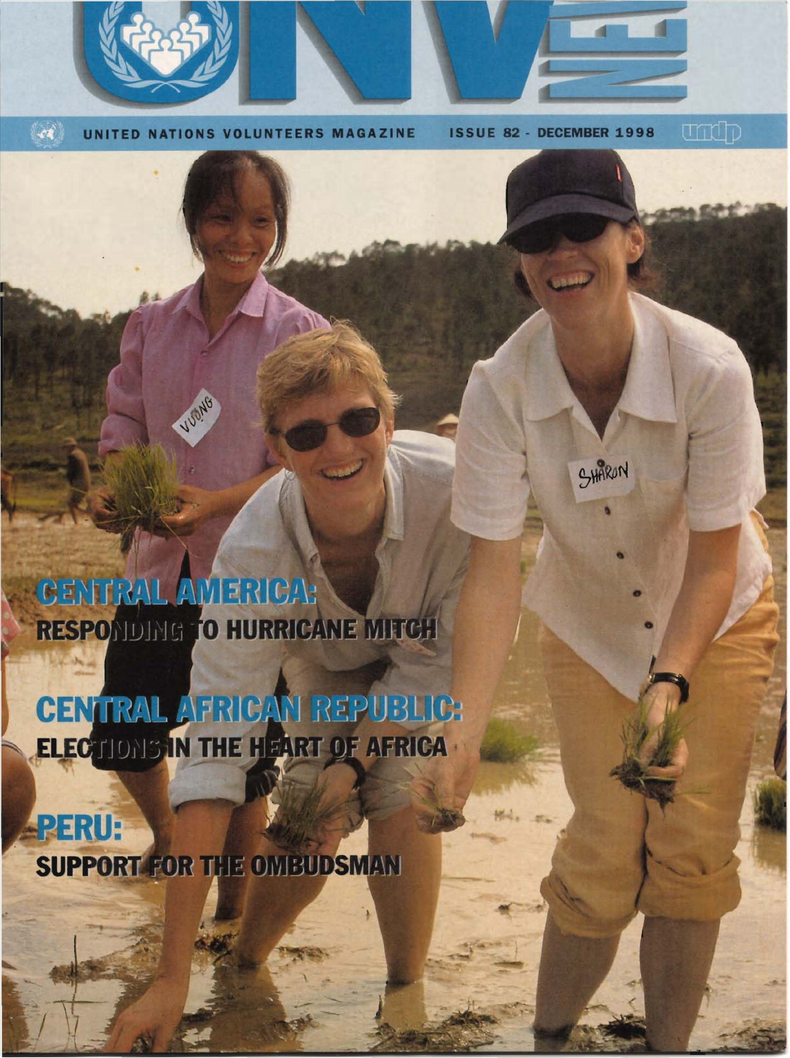# UNV NEWS

UNITED NATIONS VOLUNTEERS MAGAZINE ISSUE 82 - DECEMBER 1998

undp

VUONG

SHARON

## CENTRAL AMERICA:
**RESPONDING TO HURRICANE MITCH**

## CENTRAL AFRICAN REPUBLIC:
**ELECTIONS IN THE HEART OF AFRICA**

## PERU:
**SUPPORT FOR THE OMBUDSMAN**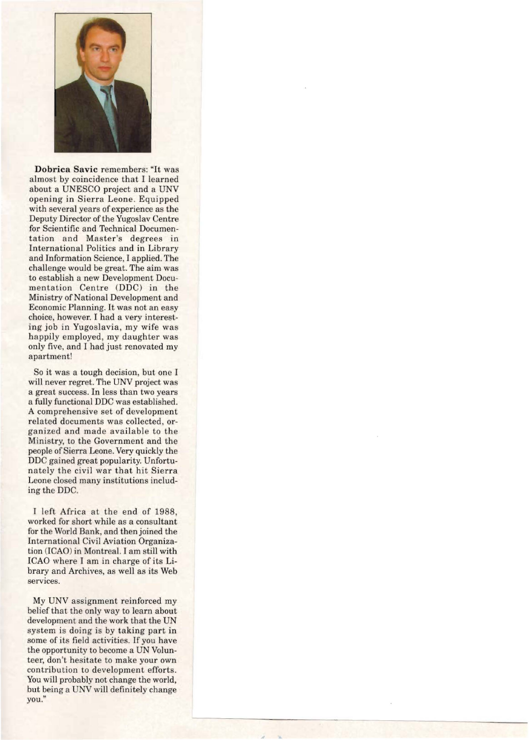**Dobrica Savic** remembers: "It was almost by coincidence that I learned about a UNESCO project and a UNV opening in Sierra Leone. Equipped with several years of experience as the Deputy Director of the Yugoslav Centre for Scientific and Technical Documentation and Master's degrees in International Politics and in Library and Information Science, I applied. The challenge would be great. The aim was to establish a new Development Documentation Centre (DDC) in the Ministry of National Development and Economic Planning. It was not an easy choice, however. I had a very interesting job in Yugoslavia, my wife was happily employed, my daughter was only five, and I had just renovated my apartment!

So it was a tough decision, but one I will never regret. The UNV project was a great success. In less than two years a fully functional DDC was established. A comprehensive set of development related documents was collected, organized and made available to the Ministry, to the Government and the people of Sierra Leone. Very quickly the DDC gained great popularity. Unfortunately the civil war that hit Sierra Leone closed many institutions including the DDC.

I left Africa at the end of 1988, worked for short while as a consultant for the World Bank, and then joined the International Civil Aviation Organization (ICAO) in Montreal. I am still with ICAO where I am in charge of its Library and Archives, as well as its Web services.

My UNV assignment reinforced my belief that the only way to learn about development and the work that the UN system is doing is by taking part in some of its field activities. If you have the opportunity to become a UN Volunteer, don't hesitate to make your own contribution to development efforts. You will probably not change the world, but being a UNV will definitely change you."